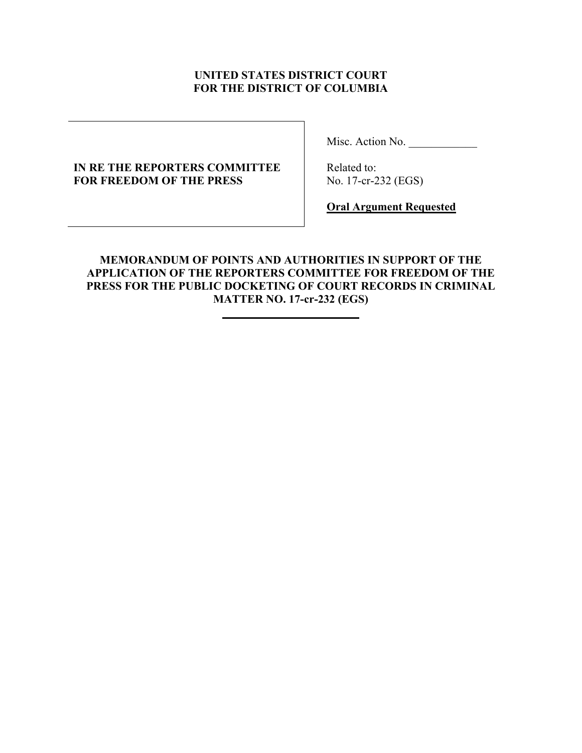**UNITED STATES DISTRICT COURT**
**FOR THE DISTRICT OF COLUMBIA**

| | |
|---|---|
| **IN RE THE REPORTERS COMMITTEE FOR FREEDOM OF THE PRESS** | Misc. Action No. \_\_\_\_\_\_\_\_\_\_\_\_<br><br>Related to:<br>No. 17-cr-232 (EGS)<br><br>**Oral Argument Requested** |

**MEMORANDUM OF POINTS AND AUTHORITIES IN SUPPORT OF THE APPLICATION OF THE REPORTERS COMMITTEE FOR FREEDOM OF THE PRESS FOR THE PUBLIC DOCKETING OF COURT RECORDS IN CRIMINAL MATTER NO. 17-cr-232 (EGS)**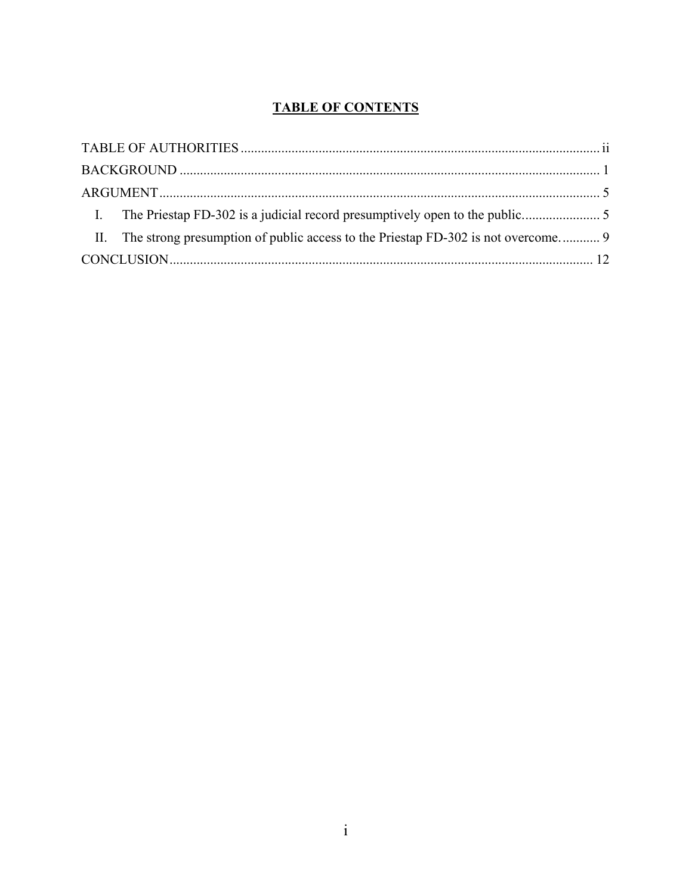# TABLE OF CONTENTS

TABLE OF AUTHORITIES .......... ii

BACKGROUND .......... 1

ARGUMENT .......... 5

I. The Priestap FD-302 is a judicial record presumptively open to the public. .......... 5

II. The strong presumption of public access to the Priestap FD-302 is not overcome. .......... 9

CONCLUSION .......... 12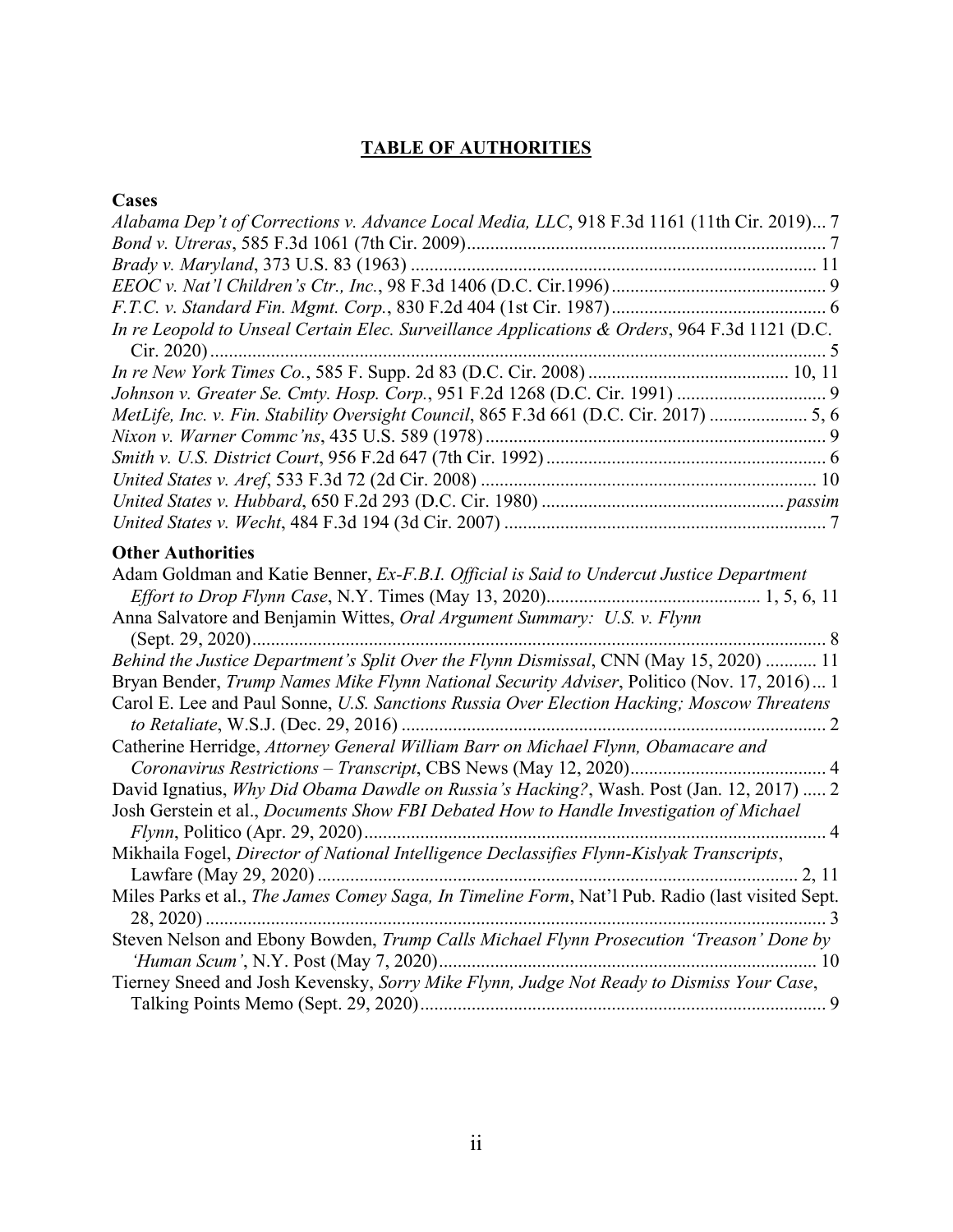## TABLE OF AUTHORITIES

### Cases

*Alabama Dep't of Corrections v. Advance Local Media, LLC*, 918 F.3d 1161 (11th Cir. 2019)... 7

*Bond v. Utreras*, 585 F.3d 1061 (7th Cir. 2009)... 7

*Brady v. Maryland*, 373 U.S. 83 (1963)... 11

*EEOC v. Nat'l Children's Ctr., Inc.*, 98 F.3d 1406 (D.C. Cir.1996)... 9

*F.T.C. v. Standard Fin. Mgmt. Corp.*, 830 F.2d 404 (1st Cir. 1987)... 6

*In re Leopold to Unseal Certain Elec. Surveillance Applications & Orders*, 964 F.3d 1121 (D.C. Cir. 2020)... 5

*In re New York Times Co.*, 585 F. Supp. 2d 83 (D.C. Cir. 2008)... 10, 11

*Johnson v. Greater Se. Cmty. Hosp. Corp.*, 951 F.2d 1268 (D.C. Cir. 1991)... 9

*MetLife, Inc. v. Fin. Stability Oversight Council*, 865 F.3d 661 (D.C. Cir. 2017)... 5, 6

*Nixon v. Warner Commc'ns*, 435 U.S. 589 (1978)... 9

*Smith v. U.S. District Court*, 956 F.2d 647 (7th Cir. 1992)... 6

*United States v. Aref*, 533 F.3d 72 (2d Cir. 2008)... 10

*United States v. Hubbard*, 650 F.2d 293 (D.C. Cir. 1980)... *passim*

*United States v. Wecht*, 484 F.3d 194 (3d Cir. 2007)... 7

### Other Authorities

Adam Goldman and Katie Benner, *Ex-F.B.I. Official is Said to Undercut Justice Department Effort to Drop Flynn Case*, N.Y. Times (May 13, 2020)... 1, 5, 6, 11

Anna Salvatore and Benjamin Wittes, *Oral Argument Summary: U.S. v. Flynn* (Sept. 29, 2020)... 8

*Behind the Justice Department's Split Over the Flynn Dismissal*, CNN (May 15, 2020)... 11

Bryan Bender, *Trump Names Mike Flynn National Security Adviser*, Politico (Nov. 17, 2016)... 1

Carol E. Lee and Paul Sonne, *U.S. Sanctions Russia Over Election Hacking; Moscow Threatens to Retaliate*, W.S.J. (Dec. 29, 2016)... 2

Catherine Herridge, *Attorney General William Barr on Michael Flynn, Obamacare and Coronavirus Restrictions – Transcript*, CBS News (May 12, 2020)... 4

David Ignatius, *Why Did Obama Dawdle on Russia's Hacking?*, Wash. Post (Jan. 12, 2017)... 2

Josh Gerstein et al., *Documents Show FBI Debated How to Handle Investigation of Michael Flynn*, Politico (Apr. 29, 2020)... 4

Mikhaila Fogel, *Director of National Intelligence Declassifies Flynn-Kislyak Transcripts*, Lawfare (May 29, 2020)... 2, 11

Miles Parks et al., *The James Comey Saga, In Timeline Form*, Nat'l Pub. Radio (last visited Sept. 28, 2020)... 3

Steven Nelson and Ebony Bowden, *Trump Calls Michael Flynn Prosecution 'Treason' Done by 'Human Scum'*, N.Y. Post (May 7, 2020)... 10

Tierney Sneed and Josh Kevensky, *Sorry Mike Flynn, Judge Not Ready to Dismiss Your Case*, Talking Points Memo (Sept. 29, 2020)... 9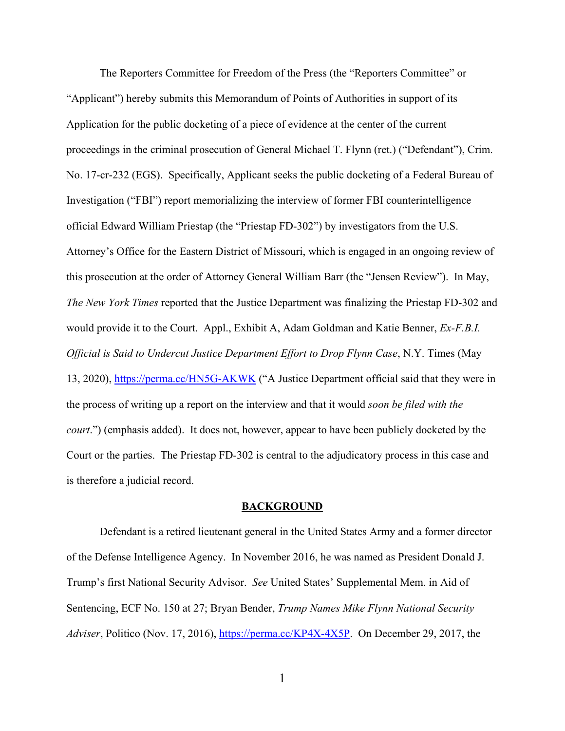The Reporters Committee for Freedom of the Press (the "Reporters Committee" or "Applicant") hereby submits this Memorandum of Points of Authorities in support of its Application for the public docketing of a piece of evidence at the center of the current proceedings in the criminal prosecution of General Michael T. Flynn (ret.) ("Defendant"), Crim. No. 17-cr-232 (EGS). Specifically, Applicant seeks the public docketing of a Federal Bureau of Investigation ("FBI") report memorializing the interview of former FBI counterintelligence official Edward William Priestap (the "Priestap FD-302") by investigators from the U.S. Attorney's Office for the Eastern District of Missouri, which is engaged in an ongoing review of this prosecution at the order of Attorney General William Barr (the "Jensen Review"). In May, *The New York Times* reported that the Justice Department was finalizing the Priestap FD-302 and would provide it to the Court. Appl., Exhibit A, Adam Goldman and Katie Benner, *Ex-F.B.I. Official is Said to Undercut Justice Department Effort to Drop Flynn Case*, N.Y. Times (May 13, 2020), https://perma.cc/HN5G-AKWK ("A Justice Department official said that they were in the process of writing up a report on the interview and that it would *soon be filed with the court*.") (emphasis added). It does not, however, appear to have been publicly docketed by the Court or the parties. The Priestap FD-302 is central to the adjudicatory process in this case and is therefore a judicial record.

## BACKGROUND

Defendant is a retired lieutenant general in the United States Army and a former director of the Defense Intelligence Agency. In November 2016, he was named as President Donald J. Trump's first National Security Advisor. *See* United States' Supplemental Mem. in Aid of Sentencing, ECF No. 150 at 27; Bryan Bender, *Trump Names Mike Flynn National Security Adviser*, Politico (Nov. 17, 2016), https://perma.cc/KP4X-4X5P. On December 29, 2017, the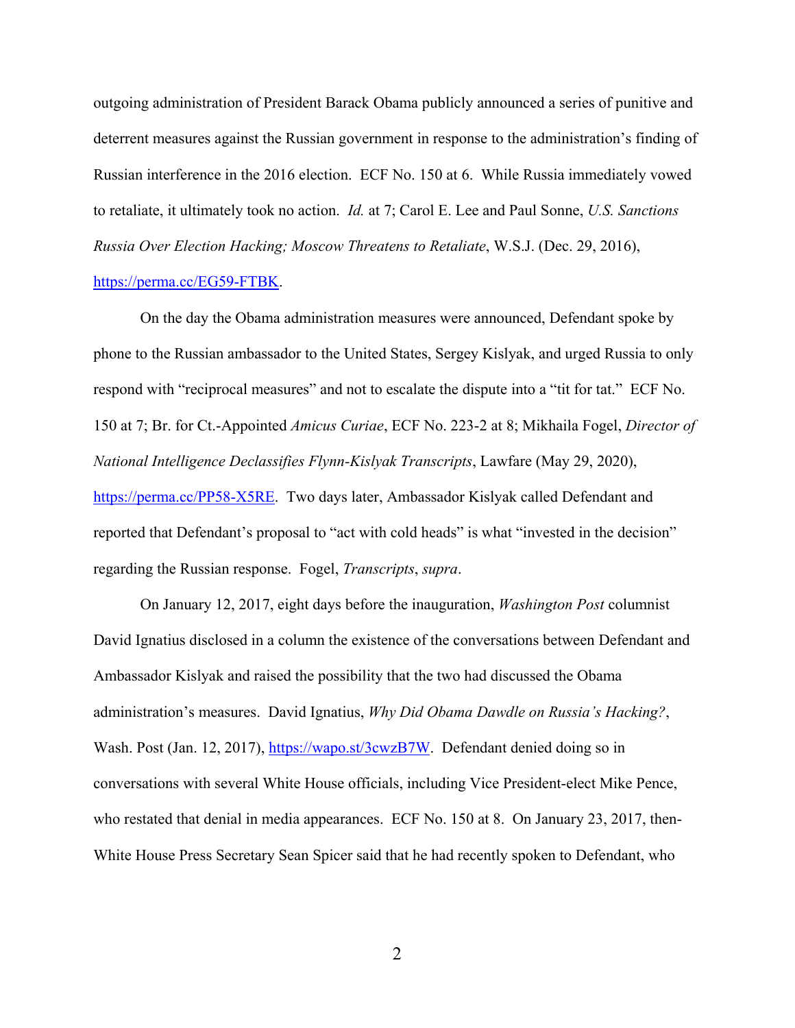outgoing administration of President Barack Obama publicly announced a series of punitive and deterrent measures against the Russian government in response to the administration's finding of Russian interference in the 2016 election. ECF No. 150 at 6. While Russia immediately vowed to retaliate, it ultimately took no action. *Id.* at 7; Carol E. Lee and Paul Sonne, *U.S. Sanctions Russia Over Election Hacking; Moscow Threatens to Retaliate*, W.S.J. (Dec. 29, 2016), https://perma.cc/EG59-FTBK.

On the day the Obama administration measures were announced, Defendant spoke by phone to the Russian ambassador to the United States, Sergey Kislyak, and urged Russia to only respond with "reciprocal measures" and not to escalate the dispute into a "tit for tat." ECF No. 150 at 7; Br. for Ct.-Appointed *Amicus Curiae*, ECF No. 223-2 at 8; Mikhaila Fogel, *Director of National Intelligence Declassifies Flynn-Kislyak Transcripts*, Lawfare (May 29, 2020), https://perma.cc/PP58-X5RE. Two days later, Ambassador Kislyak called Defendant and reported that Defendant's proposal to "act with cold heads" is what "invested in the decision" regarding the Russian response. Fogel, *Transcripts*, *supra*.

On January 12, 2017, eight days before the inauguration, *Washington Post* columnist David Ignatius disclosed in a column the existence of the conversations between Defendant and Ambassador Kislyak and raised the possibility that the two had discussed the Obama administration's measures. David Ignatius, *Why Did Obama Dawdle on Russia's Hacking?*, Wash. Post (Jan. 12, 2017), https://wapo.st/3cwzB7W. Defendant denied doing so in conversations with several White House officials, including Vice President-elect Mike Pence, who restated that denial in media appearances. ECF No. 150 at 8. On January 23, 2017, then-White House Press Secretary Sean Spicer said that he had recently spoken to Defendant, who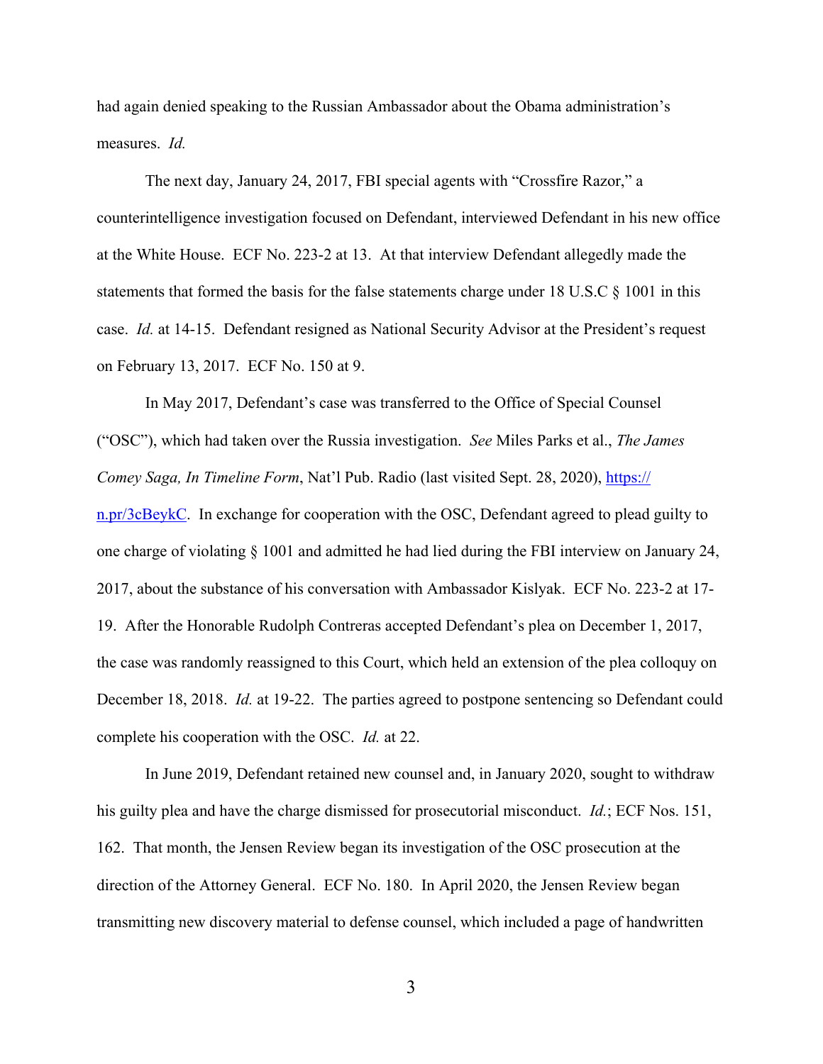had again denied speaking to the Russian Ambassador about the Obama administration's measures. *Id.*

The next day, January 24, 2017, FBI special agents with "Crossfire Razor," a counterintelligence investigation focused on Defendant, interviewed Defendant in his new office at the White House. ECF No. 223-2 at 13. At that interview Defendant allegedly made the statements that formed the basis for the false statements charge under 18 U.S.C § 1001 in this case. *Id.* at 14-15. Defendant resigned as National Security Advisor at the President's request on February 13, 2017. ECF No. 150 at 9.

In May 2017, Defendant's case was transferred to the Office of Special Counsel ("OSC"), which had taken over the Russia investigation. *See* Miles Parks et al., *The James Comey Saga, In Timeline Form*, Nat'l Pub. Radio (last visited Sept. 28, 2020), [https://n.pr/3cBeykC](https://n.pr/3cBeykC). In exchange for cooperation with the OSC, Defendant agreed to plead guilty to one charge of violating § 1001 and admitted he had lied during the FBI interview on January 24, 2017, about the substance of his conversation with Ambassador Kislyak. ECF No. 223-2 at 17-19. After the Honorable Rudolph Contreras accepted Defendant's plea on December 1, 2017, the case was randomly reassigned to this Court, which held an extension of the plea colloquy on December 18, 2018. *Id.* at 19-22. The parties agreed to postpone sentencing so Defendant could complete his cooperation with the OSC. *Id.* at 22.

In June 2019, Defendant retained new counsel and, in January 2020, sought to withdraw his guilty plea and have the charge dismissed for prosecutorial misconduct. *Id.*; ECF Nos. 151, 162. That month, the Jensen Review began its investigation of the OSC prosecution at the direction of the Attorney General. ECF No. 180. In April 2020, the Jensen Review began transmitting new discovery material to defense counsel, which included a page of handwritten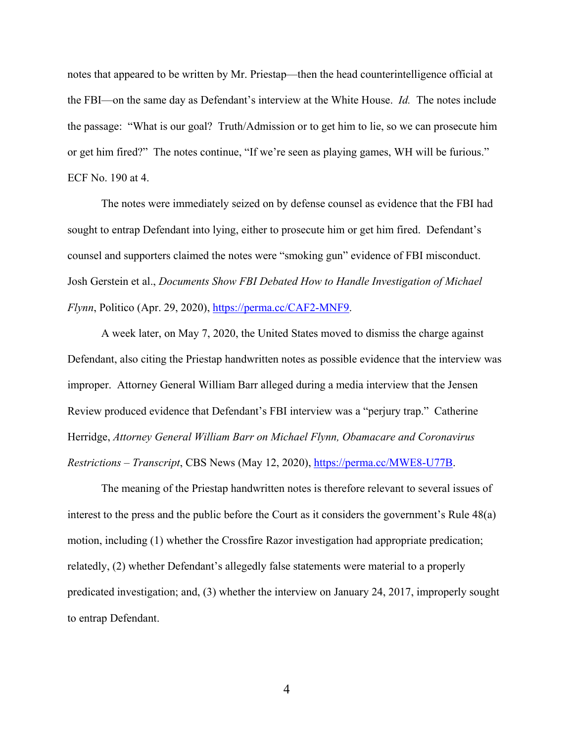notes that appeared to be written by Mr. Priestap—then the head counterintelligence official at the FBI—on the same day as Defendant's interview at the White House. *Id.* The notes include the passage: "What is our goal? Truth/Admission or to get him to lie, so we can prosecute him or get him fired?" The notes continue, "If we're seen as playing games, WH will be furious." ECF No. 190 at 4.

The notes were immediately seized on by defense counsel as evidence that the FBI had sought to entrap Defendant into lying, either to prosecute him or get him fired. Defendant's counsel and supporters claimed the notes were "smoking gun" evidence of FBI misconduct. Josh Gerstein et al., *Documents Show FBI Debated How to Handle Investigation of Michael Flynn*, Politico (Apr. 29, 2020), https://perma.cc/CAF2-MNF9.

A week later, on May 7, 2020, the United States moved to dismiss the charge against Defendant, also citing the Priestap handwritten notes as possible evidence that the interview was improper. Attorney General William Barr alleged during a media interview that the Jensen Review produced evidence that Defendant's FBI interview was a "perjury trap." Catherine Herridge, *Attorney General William Barr on Michael Flynn, Obamacare and Coronavirus Restrictions – Transcript*, CBS News (May 12, 2020), https://perma.cc/MWE8-U77B.

The meaning of the Priestap handwritten notes is therefore relevant to several issues of interest to the press and the public before the Court as it considers the government's Rule 48(a) motion, including (1) whether the Crossfire Razor investigation had appropriate predication; relatedly, (2) whether Defendant's allegedly false statements were material to a properly predicated investigation; and, (3) whether the interview on January 24, 2017, improperly sought to entrap Defendant.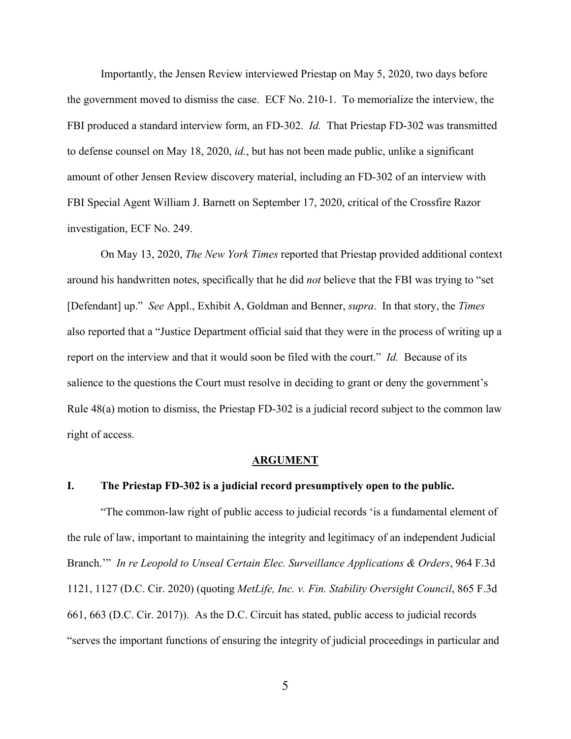Importantly, the Jensen Review interviewed Priestap on May 5, 2020, two days before the government moved to dismiss the case. ECF No. 210-1. To memorialize the interview, the FBI produced a standard interview form, an FD-302. *Id.* That Priestap FD-302 was transmitted to defense counsel on May 18, 2020, *id.*, but has not been made public, unlike a significant amount of other Jensen Review discovery material, including an FD-302 of an interview with FBI Special Agent William J. Barnett on September 17, 2020, critical of the Crossfire Razor investigation, ECF No. 249.

On May 13, 2020, *The New York Times* reported that Priestap provided additional context around his handwritten notes, specifically that he did *not* believe that the FBI was trying to "set [Defendant] up." *See* Appl., Exhibit A, Goldman and Benner, *supra*. In that story, the *Times* also reported that a "Justice Department official said that they were in the process of writing up a report on the interview and that it would soon be filed with the court." *Id.* Because of its salience to the questions the Court must resolve in deciding to grant or deny the government's Rule 48(a) motion to dismiss, the Priestap FD-302 is a judicial record subject to the common law right of access.

## ARGUMENT

### I. The Priestap FD-302 is a judicial record presumptively open to the public.

"The common-law right of public access to judicial records 'is a fundamental element of the rule of law, important to maintaining the integrity and legitimacy of an independent Judicial Branch.'" *In re Leopold to Unseal Certain Elec. Surveillance Applications & Orders*, 964 F.3d 1121, 1127 (D.C. Cir. 2020) (quoting *MetLife, Inc. v. Fin. Stability Oversight Council*, 865 F.3d 661, 663 (D.C. Cir. 2017)). As the D.C. Circuit has stated, public access to judicial records "serves the important functions of ensuring the integrity of judicial proceedings in particular and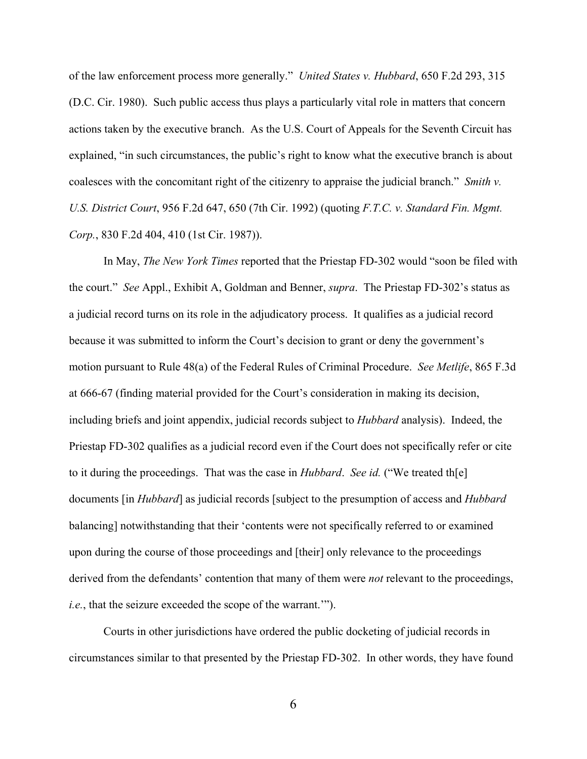of the law enforcement process more generally." *United States v. Hubbard*, 650 F.2d 293, 315 (D.C. Cir. 1980). Such public access thus plays a particularly vital role in matters that concern actions taken by the executive branch. As the U.S. Court of Appeals for the Seventh Circuit has explained, "in such circumstances, the public's right to know what the executive branch is about coalesces with the concomitant right of the citizenry to appraise the judicial branch." *Smith v. U.S. District Court*, 956 F.2d 647, 650 (7th Cir. 1992) (quoting *F.T.C. v. Standard Fin. Mgmt. Corp.*, 830 F.2d 404, 410 (1st Cir. 1987)).

In May, *The New York Times* reported that the Priestap FD-302 would "soon be filed with the court." *See* Appl., Exhibit A, Goldman and Benner, *supra*. The Priestap FD-302's status as a judicial record turns on its role in the adjudicatory process. It qualifies as a judicial record because it was submitted to inform the Court's decision to grant or deny the government's motion pursuant to Rule 48(a) of the Federal Rules of Criminal Procedure. *See Metlife*, 865 F.3d at 666-67 (finding material provided for the Court's consideration in making its decision, including briefs and joint appendix, judicial records subject to *Hubbard* analysis). Indeed, the Priestap FD-302 qualifies as a judicial record even if the Court does not specifically refer or cite to it during the proceedings. That was the case in *Hubbard*. *See id.* ("We treated th[e] documents [in *Hubbard*] as judicial records [subject to the presumption of access and *Hubbard* balancing] notwithstanding that their 'contents were not specifically referred to or examined upon during the course of those proceedings and [their] only relevance to the proceedings derived from the defendants' contention that many of them were *not* relevant to the proceedings, *i.e.*, that the seizure exceeded the scope of the warrant.'").

Courts in other jurisdictions have ordered the public docketing of judicial records in circumstances similar to that presented by the Priestap FD-302. In other words, they have found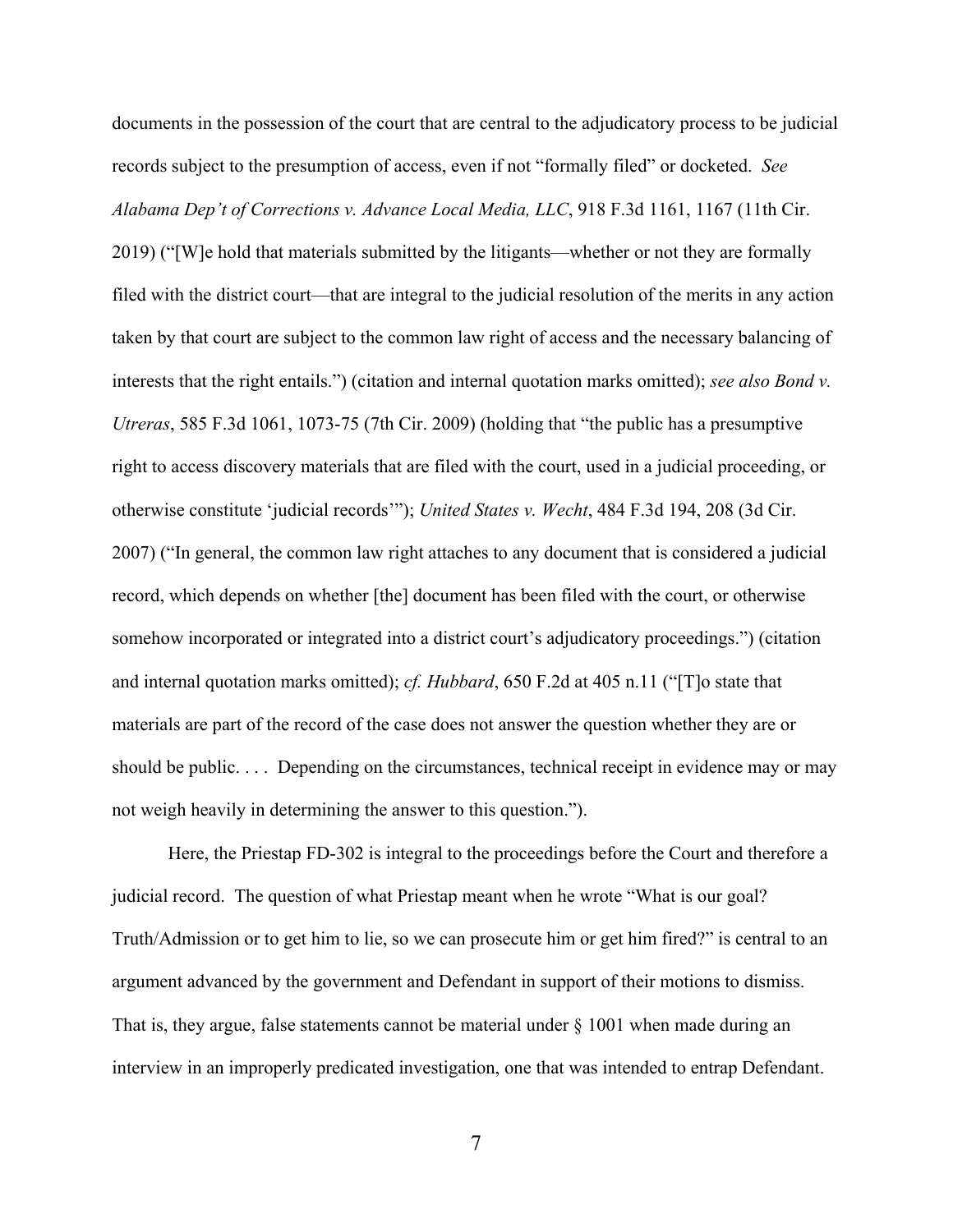documents in the possession of the court that are central to the adjudicatory process to be judicial records subject to the presumption of access, even if not "formally filed" or docketed. *See Alabama Dep't of Corrections v. Advance Local Media, LLC*, 918 F.3d 1161, 1167 (11th Cir. 2019) ("[W]e hold that materials submitted by the litigants—whether or not they are formally filed with the district court—that are integral to the judicial resolution of the merits in any action taken by that court are subject to the common law right of access and the necessary balancing of interests that the right entails.") (citation and internal quotation marks omitted); *see also Bond v. Utreras*, 585 F.3d 1061, 1073-75 (7th Cir. 2009) (holding that "the public has a presumptive right to access discovery materials that are filed with the court, used in a judicial proceeding, or otherwise constitute 'judicial records'"); *United States v. Wecht*, 484 F.3d 194, 208 (3d Cir. 2007) ("In general, the common law right attaches to any document that is considered a judicial record, which depends on whether [the] document has been filed with the court, or otherwise somehow incorporated or integrated into a district court's adjudicatory proceedings.") (citation and internal quotation marks omitted); *cf. Hubbard*, 650 F.2d at 405 n.11 ("[T]o state that materials are part of the record of the case does not answer the question whether they are or should be public. . . . Depending on the circumstances, technical receipt in evidence may or may not weigh heavily in determining the answer to this question.").

Here, the Priestap FD-302 is integral to the proceedings before the Court and therefore a judicial record. The question of what Priestap meant when he wrote "What is our goal? Truth/Admission or to get him to lie, so we can prosecute him or get him fired?" is central to an argument advanced by the government and Defendant in support of their motions to dismiss. That is, they argue, false statements cannot be material under § 1001 when made during an interview in an improperly predicated investigation, one that was intended to entrap Defendant.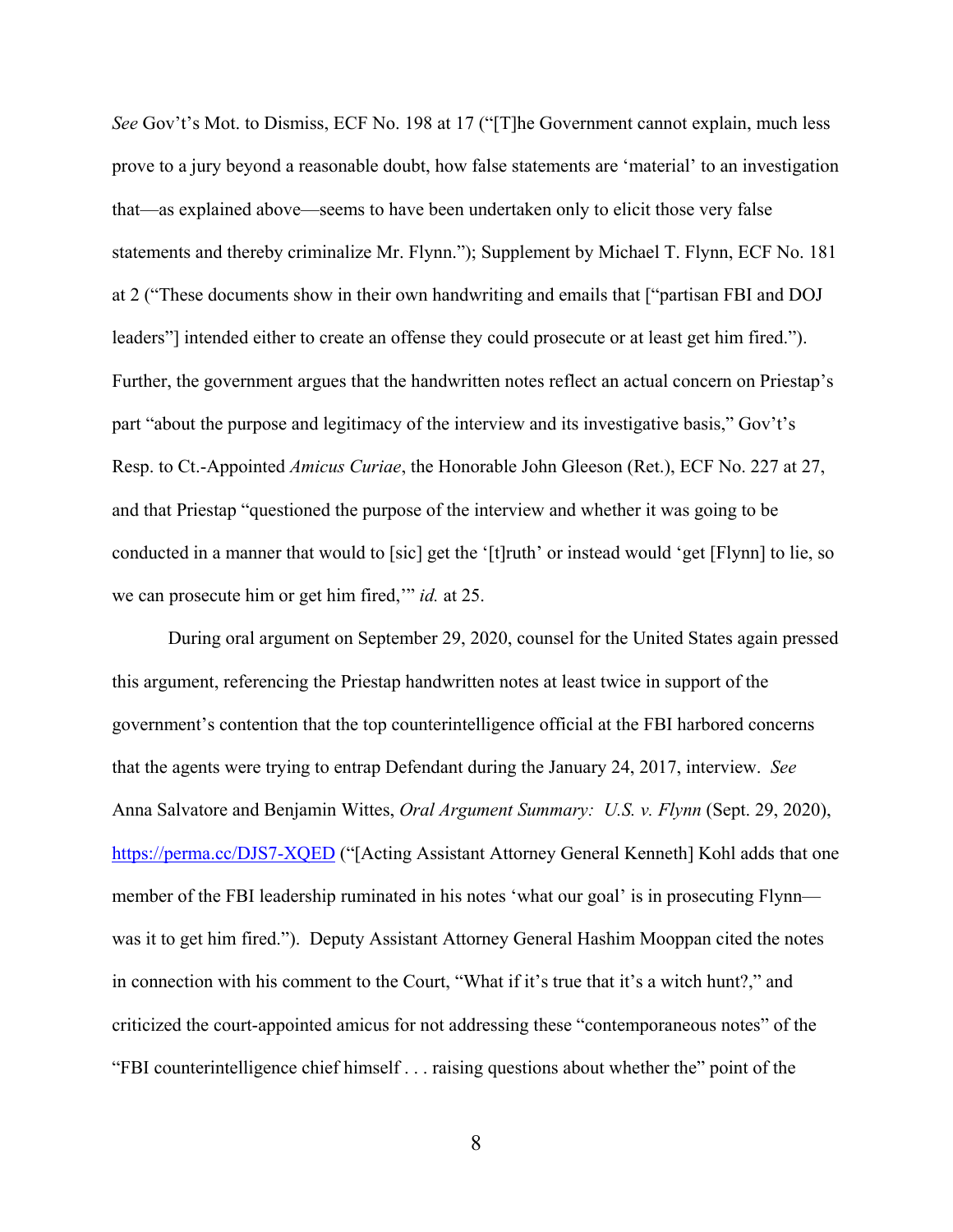*See* Gov't's Mot. to Dismiss, ECF No. 198 at 17 ("[T]he Government cannot explain, much less prove to a jury beyond a reasonable doubt, how false statements are 'material' to an investigation that—as explained above—seems to have been undertaken only to elicit those very false statements and thereby criminalize Mr. Flynn."); Supplement by Michael T. Flynn, ECF No. 181 at 2 ("These documents show in their own handwriting and emails that ["partisan FBI and DOJ leaders"] intended either to create an offense they could prosecute or at least get him fired."). Further, the government argues that the handwritten notes reflect an actual concern on Priestap's part "about the purpose and legitimacy of the interview and its investigative basis," Gov't's Resp. to Ct.-Appointed *Amicus Curiae*, the Honorable John Gleeson (Ret.), ECF No. 227 at 27, and that Priestap "questioned the purpose of the interview and whether it was going to be conducted in a manner that would to [sic] get the '[t]ruth' or instead would 'get [Flynn] to lie, so we can prosecute him or get him fired,'" *id.* at 25.

During oral argument on September 29, 2020, counsel for the United States again pressed this argument, referencing the Priestap handwritten notes at least twice in support of the government's contention that the top counterintelligence official at the FBI harbored concerns that the agents were trying to entrap Defendant during the January 24, 2017, interview. *See* Anna Salvatore and Benjamin Wittes, *Oral Argument Summary: U.S. v. Flynn* (Sept. 29, 2020), https://perma.cc/DJS7-XQED ("[Acting Assistant Attorney General Kenneth] Kohl adds that one member of the FBI leadership ruminated in his notes 'what our goal' is in prosecuting Flynn—was it to get him fired."). Deputy Assistant Attorney General Hashim Mooppan cited the notes in connection with his comment to the Court, "What if it's true that it's a witch hunt?," and criticized the court-appointed amicus for not addressing these "contemporaneous notes" of the "FBI counterintelligence chief himself . . . raising questions about whether the" point of the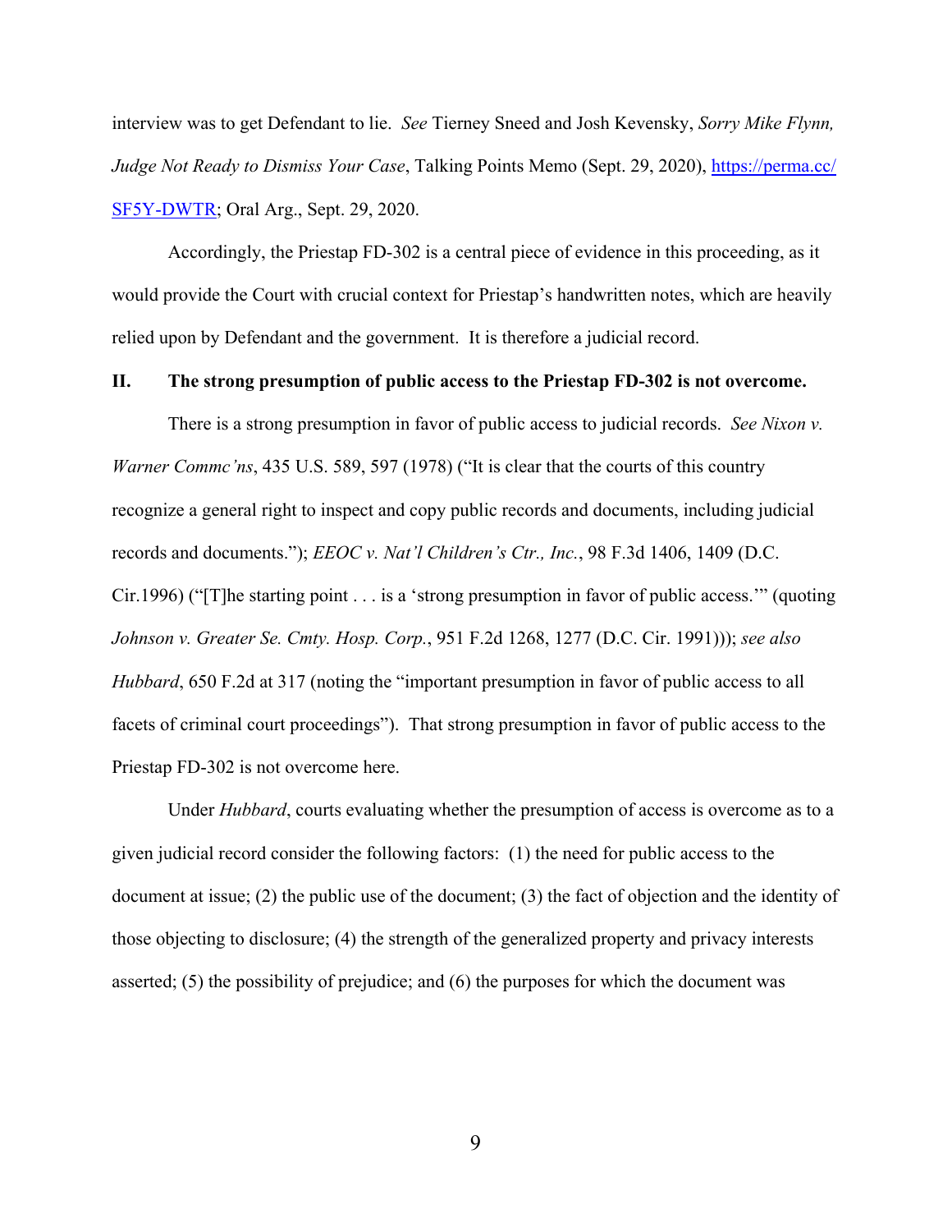interview was to get Defendant to lie. *See* Tierney Sneed and Josh Kevensky, *Sorry Mike Flynn, Judge Not Ready to Dismiss Your Case*, Talking Points Memo (Sept. 29, 2020), https://perma.cc/SF5Y-DWTR; Oral Arg., Sept. 29, 2020.

Accordingly, the Priestap FD-302 is a central piece of evidence in this proceeding, as it would provide the Court with crucial context for Priestap's handwritten notes, which are heavily relied upon by Defendant and the government. It is therefore a judicial record.

## II. The strong presumption of public access to the Priestap FD-302 is not overcome.

There is a strong presumption in favor of public access to judicial records. *See Nixon v. Warner Commc'ns*, 435 U.S. 589, 597 (1978) ("It is clear that the courts of this country recognize a general right to inspect and copy public records and documents, including judicial records and documents."); *EEOC v. Nat'l Children's Ctr., Inc.*, 98 F.3d 1406, 1409 (D.C. Cir.1996) ("[T]he starting point . . . is a 'strong presumption in favor of public access.'" (quoting *Johnson v. Greater Se. Cmty. Hosp. Corp.*, 951 F.2d 1268, 1277 (D.C. Cir. 1991))); *see also Hubbard*, 650 F.2d at 317 (noting the "important presumption in favor of public access to all facets of criminal court proceedings"). That strong presumption in favor of public access to the Priestap FD-302 is not overcome here.

Under *Hubbard*, courts evaluating whether the presumption of access is overcome as to a given judicial record consider the following factors: (1) the need for public access to the document at issue; (2) the public use of the document; (3) the fact of objection and the identity of those objecting to disclosure; (4) the strength of the generalized property and privacy interests asserted; (5) the possibility of prejudice; and (6) the purposes for which the document was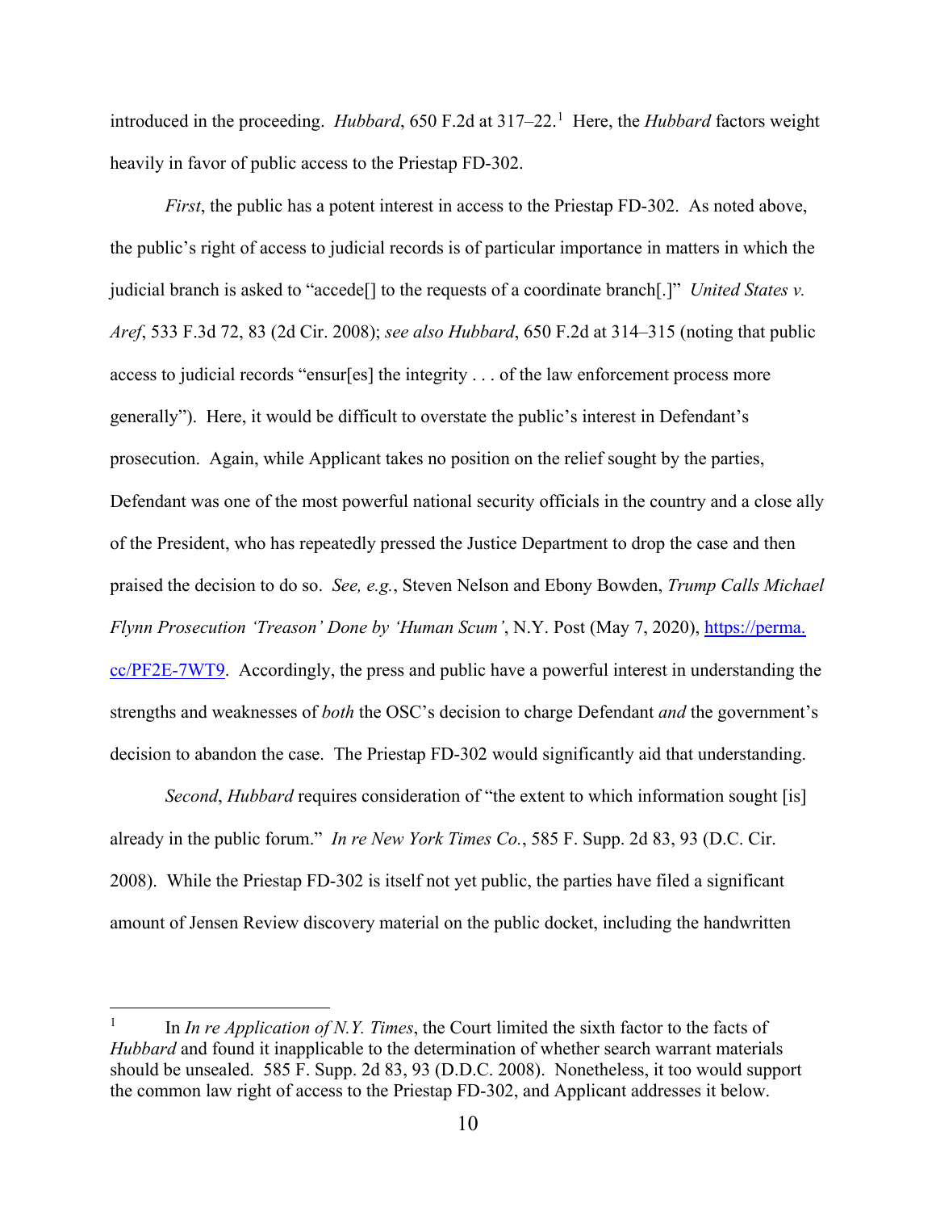introduced in the proceeding. *Hubbard*, 650 F.2d at 317–22.[1] Here, the *Hubbard* factors weight heavily in favor of public access to the Priestap FD-302.

*First*, the public has a potent interest in access to the Priestap FD-302. As noted above, the public's right of access to judicial records is of particular importance in matters in which the judicial branch is asked to "accede[] to the requests of a coordinate branch[.]" *United States v. Aref*, 533 F.3d 72, 83 (2d Cir. 2008); *see also Hubbard*, 650 F.2d at 314–315 (noting that public access to judicial records "ensur[es] the integrity . . . of the law enforcement process more generally"). Here, it would be difficult to overstate the public's interest in Defendant's prosecution. Again, while Applicant takes no position on the relief sought by the parties, Defendant was one of the most powerful national security officials in the country and a close ally of the President, who has repeatedly pressed the Justice Department to drop the case and then praised the decision to do so. *See, e.g.*, Steven Nelson and Ebony Bowden, *Trump Calls Michael Flynn Prosecution 'Treason' Done by 'Human Scum'*, N.Y. Post (May 7, 2020), https://perma.cc/PF2E-7WT9. Accordingly, the press and public have a powerful interest in understanding the strengths and weaknesses of *both* the OSC's decision to charge Defendant *and* the government's decision to abandon the case. The Priestap FD-302 would significantly aid that understanding.

*Second*, *Hubbard* requires consideration of "the extent to which information sought [is] already in the public forum." *In re New York Times Co.*, 585 F. Supp. 2d 83, 93 (D.C. Cir. 2008). While the Priestap FD-302 is itself not yet public, the parties have filed a significant amount of Jensen Review discovery material on the public docket, including the handwritten

---

[1] In *In re Application of N.Y. Times*, the Court limited the sixth factor to the facts of *Hubbard* and found it inapplicable to the determination of whether search warrant materials should be unsealed. 585 F. Supp. 2d 83, 93 (D.D.C. 2008). Nonetheless, it too would support the common law right of access to the Priestap FD-302, and Applicant addresses it below.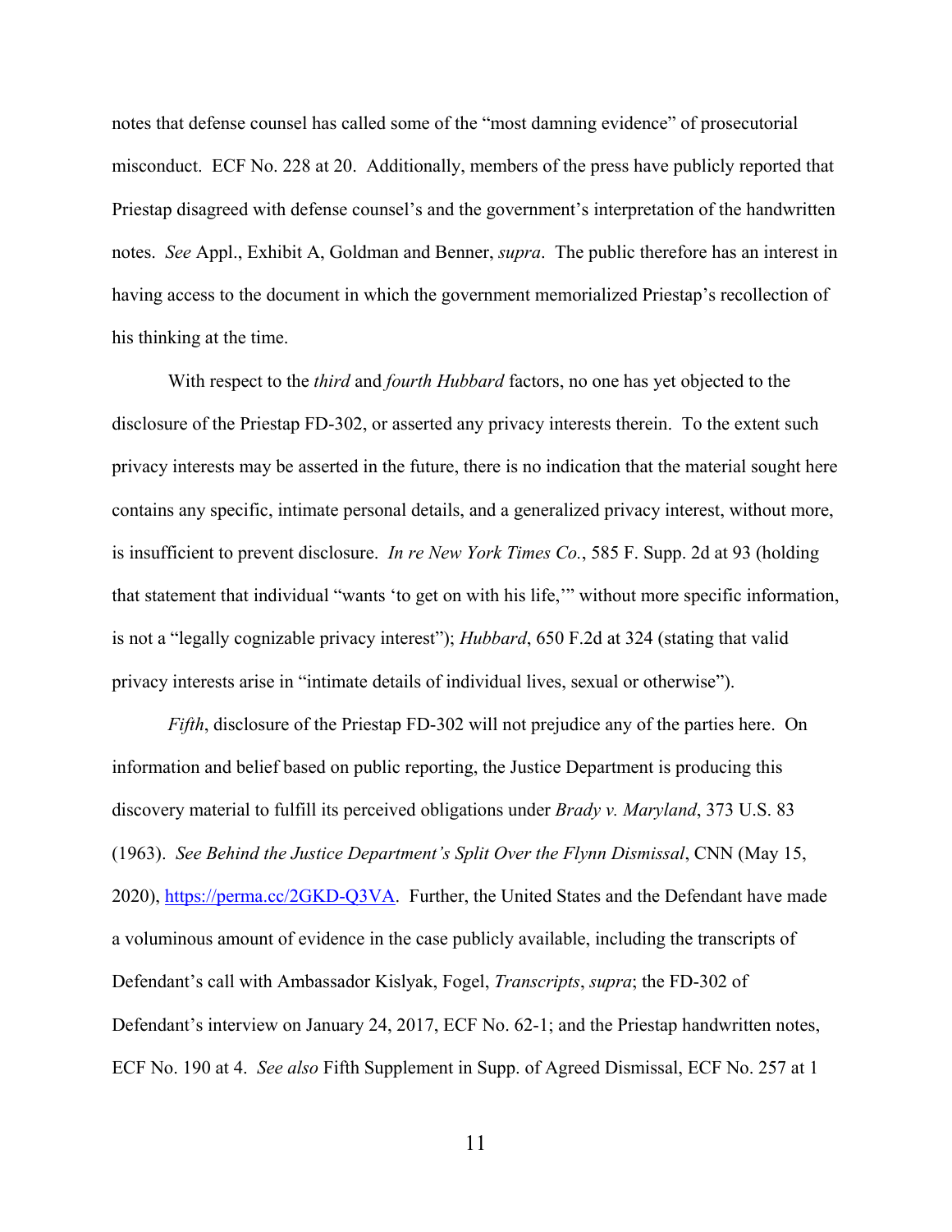notes that defense counsel has called some of the "most damning evidence" of prosecutorial misconduct. ECF No. 228 at 20. Additionally, members of the press have publicly reported that Priestap disagreed with defense counsel's and the government's interpretation of the handwritten notes. *See* Appl., Exhibit A, Goldman and Benner, *supra*. The public therefore has an interest in having access to the document in which the government memorialized Priestap's recollection of his thinking at the time.

With respect to the *third* and *fourth Hubbard* factors, no one has yet objected to the disclosure of the Priestap FD-302, or asserted any privacy interests therein. To the extent such privacy interests may be asserted in the future, there is no indication that the material sought here contains any specific, intimate personal details, and a generalized privacy interest, without more, is insufficient to prevent disclosure. *In re New York Times Co.*, 585 F. Supp. 2d at 93 (holding that statement that individual "wants 'to get on with his life,'" without more specific information, is not a "legally cognizable privacy interest"); *Hubbard*, 650 F.2d at 324 (stating that valid privacy interests arise in "intimate details of individual lives, sexual or otherwise").

*Fifth*, disclosure of the Priestap FD-302 will not prejudice any of the parties here. On information and belief based on public reporting, the Justice Department is producing this discovery material to fulfill its perceived obligations under *Brady v. Maryland*, 373 U.S. 83 (1963). *See Behind the Justice Department's Split Over the Flynn Dismissal*, CNN (May 15, 2020), https://perma.cc/2GKD-Q3VA. Further, the United States and the Defendant have made a voluminous amount of evidence in the case publicly available, including the transcripts of Defendant's call with Ambassador Kislyak, Fogel, *Transcripts*, *supra*; the FD-302 of Defendant's interview on January 24, 2017, ECF No. 62-1; and the Priestap handwritten notes, ECF No. 190 at 4. *See also* Fifth Supplement in Supp. of Agreed Dismissal, ECF No. 257 at 1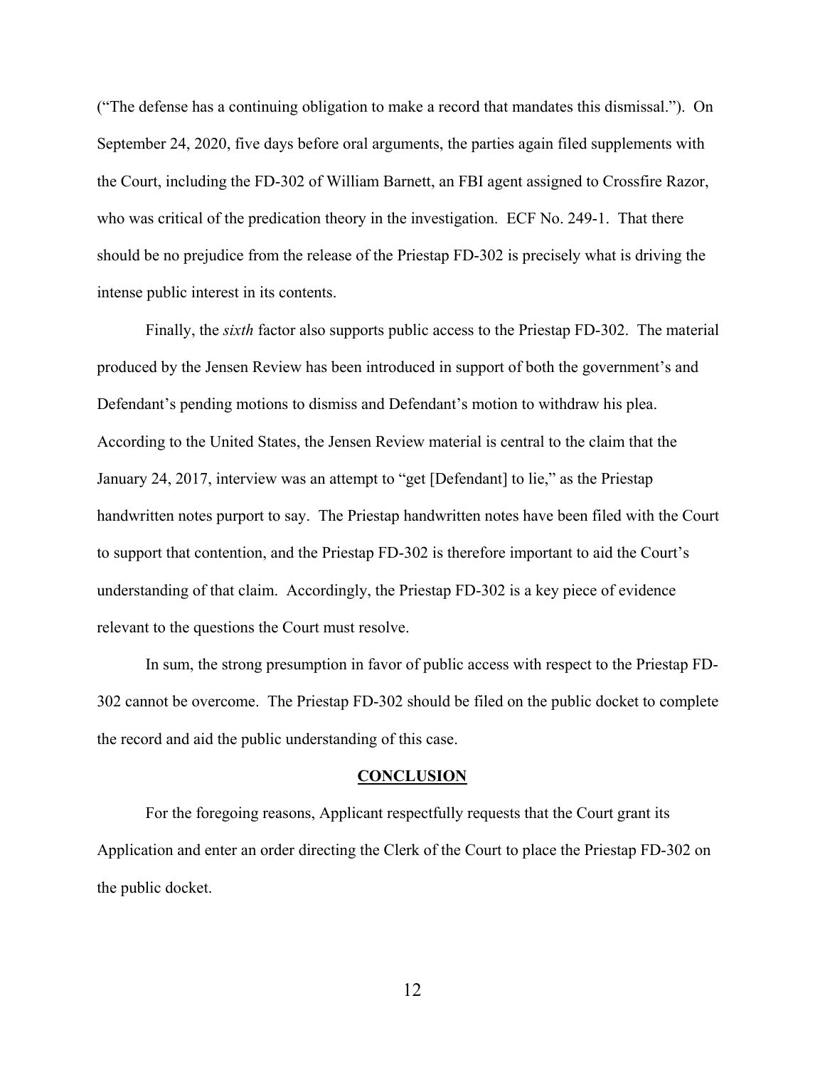("The defense has a continuing obligation to make a record that mandates this dismissal."). On September 24, 2020, five days before oral arguments, the parties again filed supplements with the Court, including the FD-302 of William Barnett, an FBI agent assigned to Crossfire Razor, who was critical of the predication theory in the investigation. ECF No. 249-1. That there should be no prejudice from the release of the Priestap FD-302 is precisely what is driving the intense public interest in its contents.

Finally, the *sixth* factor also supports public access to the Priestap FD-302. The material produced by the Jensen Review has been introduced in support of both the government's and Defendant's pending motions to dismiss and Defendant's motion to withdraw his plea. According to the United States, the Jensen Review material is central to the claim that the January 24, 2017, interview was an attempt to "get [Defendant] to lie," as the Priestap handwritten notes purport to say. The Priestap handwritten notes have been filed with the Court to support that contention, and the Priestap FD-302 is therefore important to aid the Court's understanding of that claim. Accordingly, the Priestap FD-302 is a key piece of evidence relevant to the questions the Court must resolve.

In sum, the strong presumption in favor of public access with respect to the Priestap FD-302 cannot be overcome. The Priestap FD-302 should be filed on the public docket to complete the record and aid the public understanding of this case.

## CONCLUSION

For the foregoing reasons, Applicant respectfully requests that the Court grant its Application and enter an order directing the Clerk of the Court to place the Priestap FD-302 on the public docket.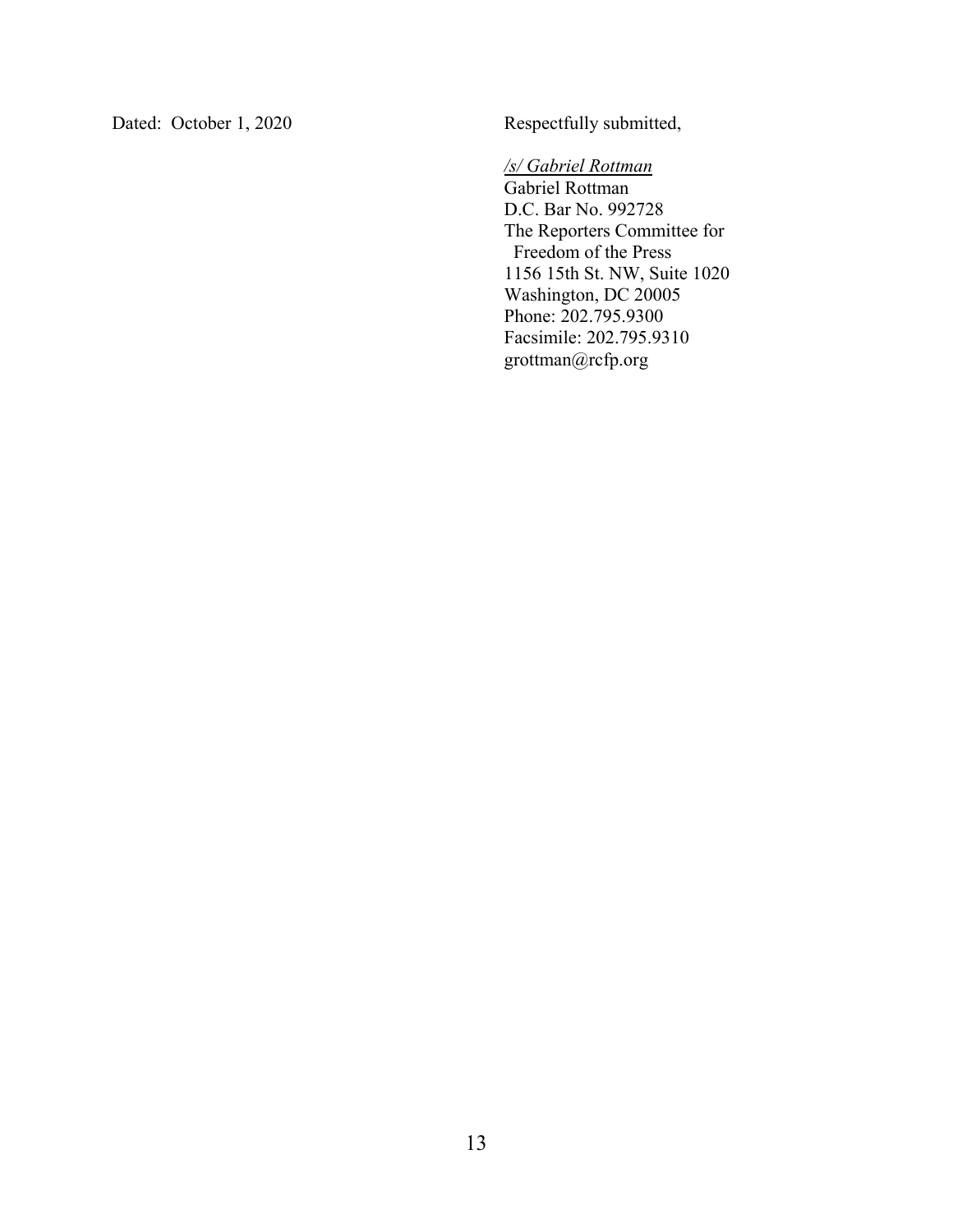Dated: October 1, 2020

Respectfully submitted,

*/s/ Gabriel Rottman*  
Gabriel Rottman  
D.C. Bar No. 992728  
The Reporters Committee for  
Freedom of the Press  
1156 15th St. NW, Suite 1020  
Washington, DC 20005  
Phone: 202.795.9300  
Facsimile: 202.795.9310  
grottman@rcfp.org